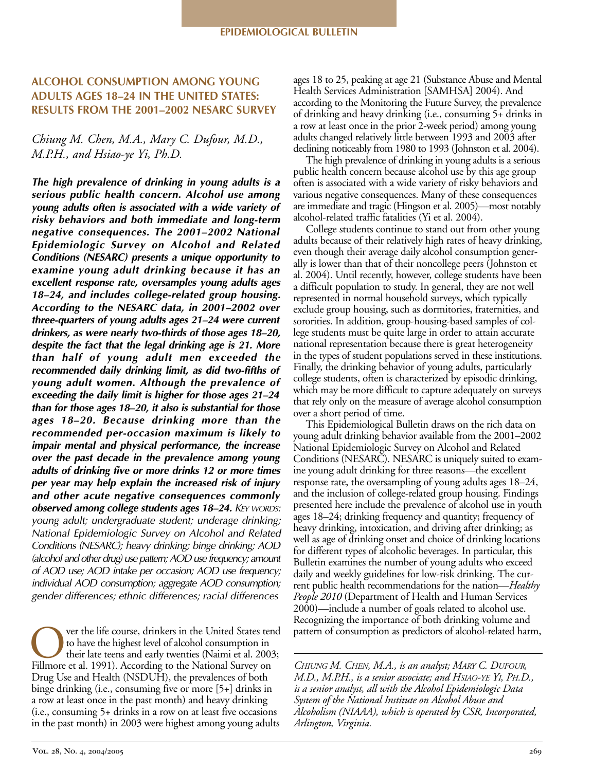EPIDEMIOLOGICAL BULLETIN

# ALCOHOL CONSUMPTION AMONG YOUNG ADULTS AGES 18–24 IN THE UNITED STATES: RESULTS FROM THE 2001–2002 NESARC SURVEY

*Chiung M. Chen, M.A., Mary C. Dufour, M.D., M.P.H., and Hsiao-ye Yi, Ph.D.*

***The high prevalence of drinking in young adults is a serious public health concern. Alcohol use among young adults often is associated with a wide variety of risky behaviors and both immediate and long-term negative consequences. The 2001–2002 National Epidemiologic Survey on Alcohol and Related Conditions (NESARC) presents a unique opportunity to examine young adult drinking because it has an excellent response rate, oversamples young adults ages 18–24, and includes college-related group housing. According to the NESARC data, in 2001–2002 over three-quarters of young adults ages 21–24 were current drinkers, as were nearly two-thirds of those ages 18–20, despite the fact that the legal drinking age is 21. More than half of young adult men exceeded the recommended daily drinking limit, as did two-fifths of young adult women. Although the prevalence of exceeding the daily limit is higher for those ages 21–24 than for those ages 18–20, it also is substantial for those ages 18–20. Because drinking more than the recommended per-occasion maximum is likely to impair mental and physical performance, the increase over the past decade in the prevalence among young adults of drinking five or more drinks 12 or more times per year may help explain the increased risk of injury and other acute negative consequences commonly observed among college students ages 18–24.*** *KEY WORDS: young adult; undergraduate student; underage drinking; National Epidemiologic Survey on Alcohol and Related Conditions (NESARC); heavy drinking; binge drinking; AOD (alcohol and other drug) use pattern; AOD use frequency; amount of AOD use; AOD intake per occasion; AOD use frequency; individual AOD consumption; aggregate AOD consumption; gender differences; ethnic differences; racial differences*

Over the life course, drinkers in the United States tend to have the highest level of alcohol consumption in their late teens and early twenties (Naimi et al. 2003; Fillmore et al. 1991). According to the National Survey on Drug Use and Health (NSDUH), the prevalences of both binge drinking (i.e., consuming five or more [5+] drinks in a row at least once in the past month) and heavy drinking (i.e., consuming 5+ drinks in a row on at least five occasions in the past month) in 2003 were highest among young adults ages 18 to 25, peaking at age 21 (Substance Abuse and Mental Health Services Administration [SAMHSA] 2004). And according to the Monitoring the Future Survey, the prevalence of drinking and heavy drinking (i.e., consuming 5+ drinks in a row at least once in the prior 2-week period) among young adults changed relatively little between 1993 and 2003 after declining noticeably from 1980 to 1993 (Johnston et al. 2004).

The high prevalence of drinking in young adults is a serious public health concern because alcohol use by this age group often is associated with a wide variety of risky behaviors and various negative consequences. Many of these consequences are immediate and tragic (Hingson et al. 2005)—most notably alcohol-related traffic fatalities (Yi et al. 2004).

College students continue to stand out from other young adults because of their relatively high rates of heavy drinking, even though their average daily alcohol consumption generally is lower than that of their noncollege peers (Johnston et al. 2004). Until recently, however, college students have been a difficult population to study. In general, they are not well represented in normal household surveys, which typically exclude group housing, such as dormitories, fraternities, and sororities. In addition, group-housing-based samples of college students must be quite large in order to attain accurate national representation because there is great heterogeneity in the types of student populations served in these institutions. Finally, the drinking behavior of young adults, particularly college students, often is characterized by episodic drinking, which may be more difficult to capture adequately on surveys that rely only on the measure of average alcohol consumption over a short period of time.

This Epidemiological Bulletin draws on the rich data on young adult drinking behavior available from the 2001–2002 National Epidemiologic Survey on Alcohol and Related Conditions (NESARC). NESARC is uniquely suited to examine young adult drinking for three reasons—the excellent response rate, the oversampling of young adults ages 18–24, and the inclusion of college-related group housing. Findings presented here include the prevalence of alcohol use in youth ages 18–24; drinking frequency and quantity; frequency of heavy drinking, intoxication, and driving after drinking; as well as age of drinking onset and choice of drinking locations for different types of alcoholic beverages. In particular, this Bulletin examines the number of young adults who exceed daily and weekly guidelines for low-risk drinking. The current public health recommendations for the nation—*Healthy People 2010* (Department of Health and Human Services 2000)—include a number of goals related to alcohol use. Recognizing the importance of both drinking volume and pattern of consumption as predictors of alcohol-related harm,

---

*CHIUNG M. CHEN, M.A., is an analyst; MARY C. DUFOUR, M.D., M.P.H., is a senior associate; and HSIAO-YE YI, PH.D., is a senior analyst, all with the Alcohol Epidemiologic Data System of the National Institute on Alcohol Abuse and Alcoholism (NIAAA), which is operated by CSR, Incorporated, Arlington, Virginia.*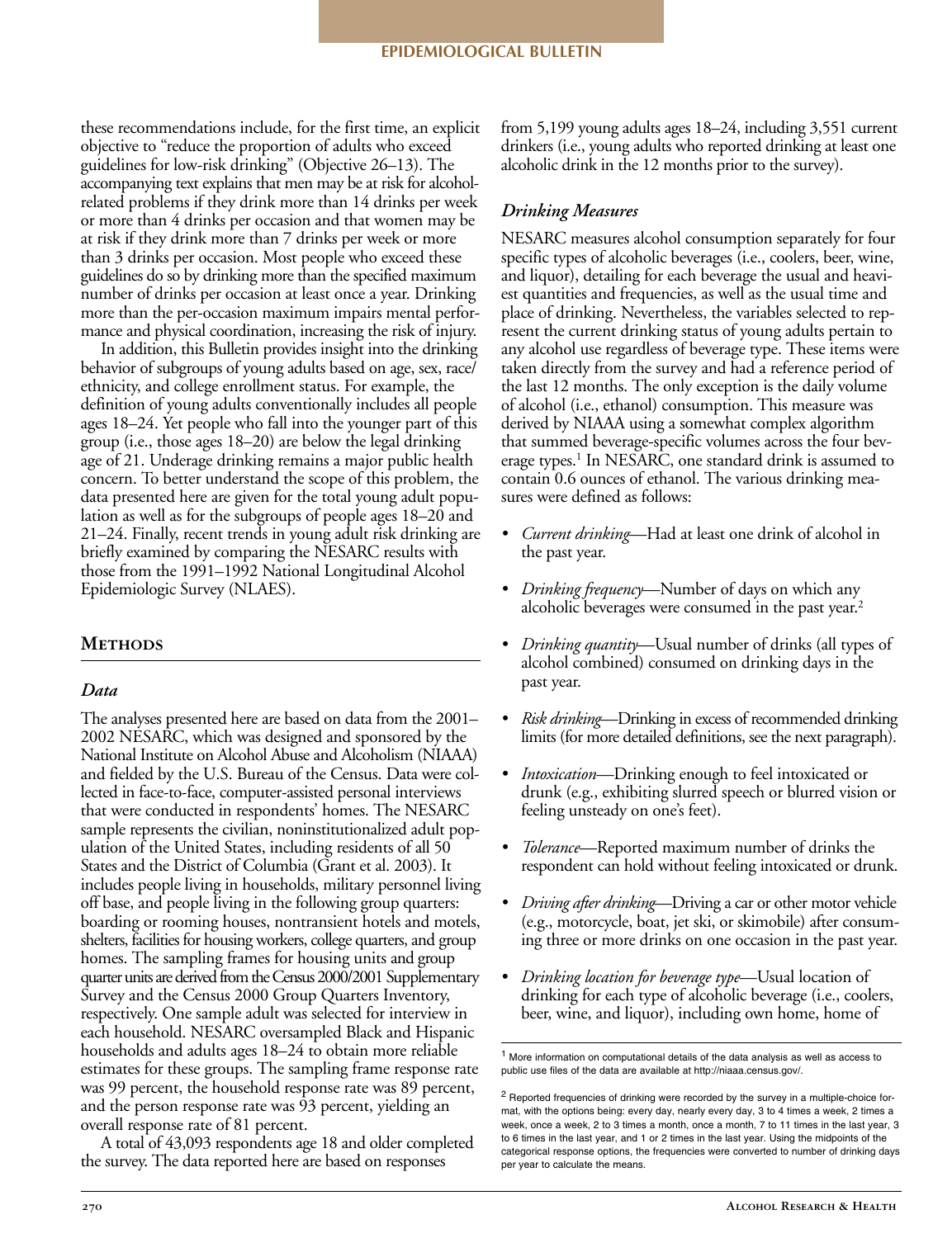these recommendations include, for the first time, an explicit objective to "reduce the proportion of adults who exceed guidelines for low-risk drinking" (Objective 26–13). The accompanying text explains that men may be at risk for alcohol-related problems if they drink more than 14 drinks per week or more than 4 drinks per occasion and that women may be at risk if they drink more than 7 drinks per week or more than 3 drinks per occasion. Most people who exceed these guidelines do so by drinking more than the specified maximum number of drinks per occasion at least once a year. Drinking more than the per-occasion maximum impairs mental performance and physical coordination, increasing the risk of injury.

In addition, this Bulletin provides insight into the drinking behavior of subgroups of young adults based on age, sex, race/ethnicity, and college enrollment status. For example, the definition of young adults conventionally includes all people ages 18–24. Yet people who fall into the younger part of this group (i.e., those ages 18–20) are below the legal drinking age of 21. Underage drinking remains a major public health concern. To better understand the scope of this problem, the data presented here are given for the total young adult population as well as for the subgroups of people ages 18–20 and 21–24. Finally, recent trends in young adult risk drinking are briefly examined by comparing the NESARC results with those from the 1991–1992 National Longitudinal Alcohol Epidemiologic Survey (NLAES).

## Methods

### Data

The analyses presented here are based on data from the 2001–2002 NESARC, which was designed and sponsored by the National Institute on Alcohol Abuse and Alcoholism (NIAAA) and fielded by the U.S. Bureau of the Census. Data were collected in face-to-face, computer-assisted personal interviews that were conducted in respondents' homes. The NESARC sample represents the civilian, noninstitutionalized adult population of the United States, including residents of all 50 States and the District of Columbia (Grant et al. 2003). It includes people living in households, military personnel living off base, and people living in the following group quarters: boarding or rooming houses, nontransient hotels and motels, shelters, facilities for housing workers, college quarters, and group homes. The sampling frames for housing units and group quarter units are derived from the Census 2000/2001 Supplementary Survey and the Census 2000 Group Quarters Inventory, respectively. One sample adult was selected for interview in each household. NESARC oversampled Black and Hispanic households and adults ages 18–24 to obtain more reliable estimates for these groups. The sampling frame response rate was 99 percent, the household response rate was 89 percent, and the person response rate was 93 percent, yielding an overall response rate of 81 percent.

A total of 43,093 respondents age 18 and older completed the survey. The data reported here are based on responses from 5,199 young adults ages 18–24, including 3,551 current drinkers (i.e., young adults who reported drinking at least one alcoholic drink in the 12 months prior to the survey).

### Drinking Measures

NESARC measures alcohol consumption separately for four specific types of alcoholic beverages (i.e., coolers, beer, wine, and liquor), detailing for each beverage the usual and heaviest quantities and frequencies, as well as the usual time and place of drinking. Nevertheless, the variables selected to represent the current drinking status of young adults pertain to any alcohol use regardless of beverage type. These items were taken directly from the survey and had a reference period of the last 12 months. The only exception is the daily volume of alcohol (i.e., ethanol) consumption. This measure was derived by NIAAA using a somewhat complex algorithm that summed beverage-specific volumes across the four beverage types.[1] In NESARC, one standard drink is assumed to contain 0.6 ounces of ethanol. The various drinking measures were defined as follows:

- *Current drinking*—Had at least one drink of alcohol in the past year.
- *Drinking frequency*—Number of days on which any alcoholic beverages were consumed in the past year.[2]
- *Drinking quantity*—Usual number of drinks (all types of alcohol combined) consumed on drinking days in the past year.
- *Risk drinking*—Drinking in excess of recommended drinking limits (for more detailed definitions, see the next paragraph).
- *Intoxication*—Drinking enough to feel intoxicated or drunk (e.g., exhibiting slurred speech or blurred vision or feeling unsteady on one's feet).
- *Tolerance*—Reported maximum number of drinks the respondent can hold without feeling intoxicated or drunk.
- *Driving after drinking*—Driving a car or other motor vehicle (e.g., motorcycle, boat, jet ski, or skimobile) after consuming three or more drinks on one occasion in the past year.
- *Drinking location for beverage type*—Usual location of drinking for each type of alcoholic beverage (i.e., coolers, beer, wine, and liquor), including own home, home of

---

[1] More information on computational details of the data analysis as well as access to public use files of the data are available at http://niaaa.census.gov/.

[2] Reported frequencies of drinking were recorded by the survey in a multiple-choice format, with the options being: every day, nearly every day, 3 to 4 times a week, 2 times a week, once a week, 2 to 3 times a month, once a month, 7 to 11 times in the last year, 3 to 6 times in the last year, and 1 or 2 times in the last year. Using the midpoints of the categorical response options, the frequencies were converted to number of drinking days per year to calculate the means.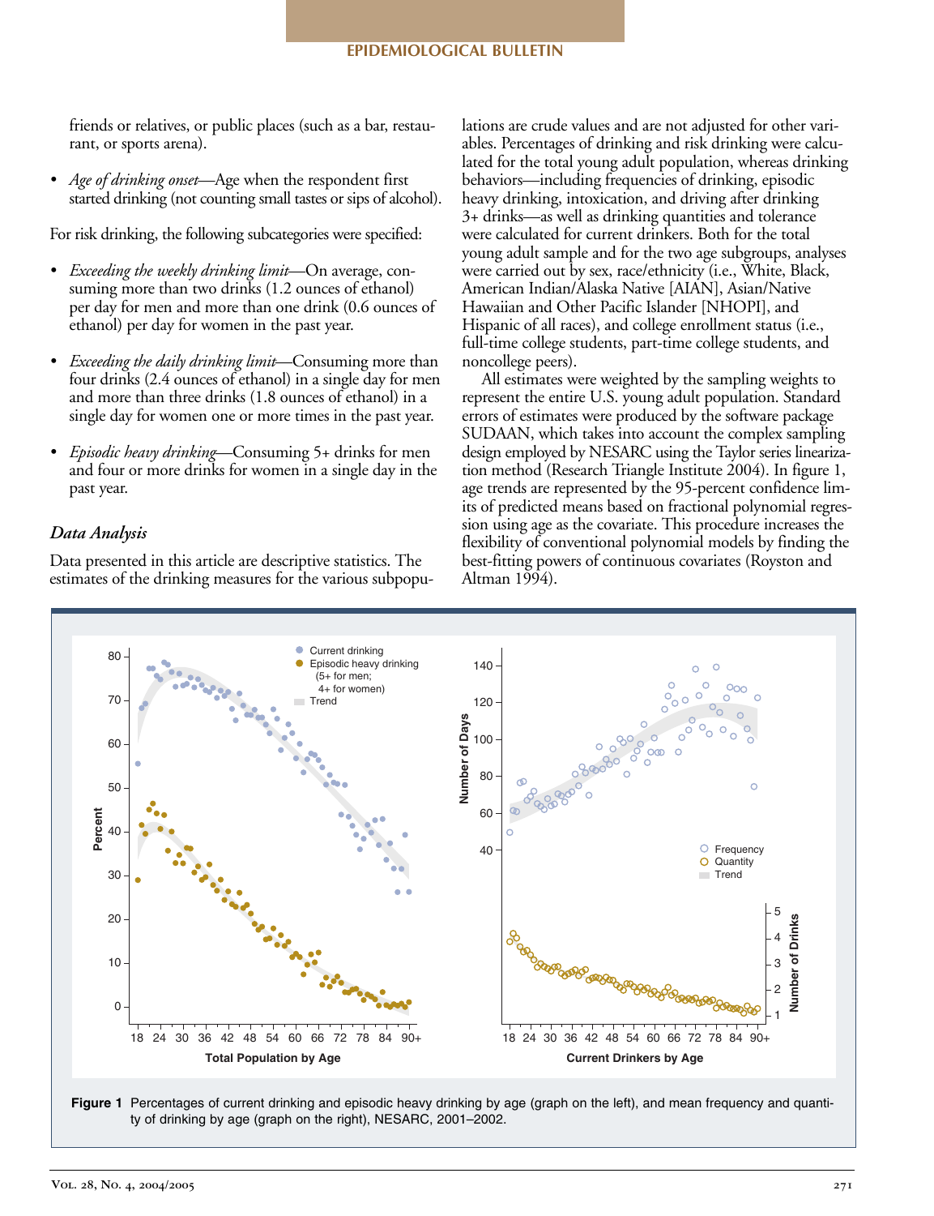friends or relatives, or public places (such as a bar, restaurant, or sports arena).

- *Age of drinking onset*—Age when the respondent first started drinking (not counting small tastes or sips of alcohol).

For risk drinking, the following subcategories were specified:

- *Exceeding the weekly drinking limit*—On average, consuming more than two drinks (1.2 ounces of ethanol) per day for men and more than one drink (0.6 ounces of ethanol) per day for women in the past year.
- *Exceeding the daily drinking limit*—Consuming more than four drinks (2.4 ounces of ethanol) in a single day for men and more than three drinks (1.8 ounces of ethanol) in a single day for women one or more times in the past year.
- *Episodic heavy drinking*—Consuming 5+ drinks for men and four or more drinks for women in a single day in the past year.

### *Data Analysis*

Data presented in this article are descriptive statistics. The estimates of the drinking measures for the various subpopulations are crude values and are not adjusted for other variables. Percentages of drinking and risk drinking were calculated for the total young adult population, whereas drinking behaviors—including frequencies of drinking, episodic heavy drinking, intoxication, and driving after drinking 3+ drinks—as well as drinking quantities and tolerance were calculated for current drinkers. Both for the total young adult sample and for the two age subgroups, analyses were carried out by sex, race/ethnicity (i.e., White, Black, American Indian/Alaska Native [AIAN], Asian/Native Hawaiian and Other Pacific Islander [NHOPI], and Hispanic of all races), and college enrollment status (i.e., full-time college students, part-time college students, and noncollege peers).

All estimates were weighted by the sampling weights to represent the entire U.S. young adult population. Standard errors of estimates were produced by the software package SUDAAN, which takes into account the complex sampling design employed by NESARC using the Taylor series linearization method (Research Triangle Institute 2004). In figure 1, age trends are represented by the 95-percent confidence limits of predicted means based on fractional polynomial regression using age as the covariate. This procedure increases the flexibility of conventional polynomial models by finding the best-fitting powers of continuous covariates (Royston and Altman 1994).

**Figure 1** Percentages of current drinking and episodic heavy drinking by age (graph on the left), and mean frequency and quantity of drinking by age (graph on the right), NESARC, 2001–2002.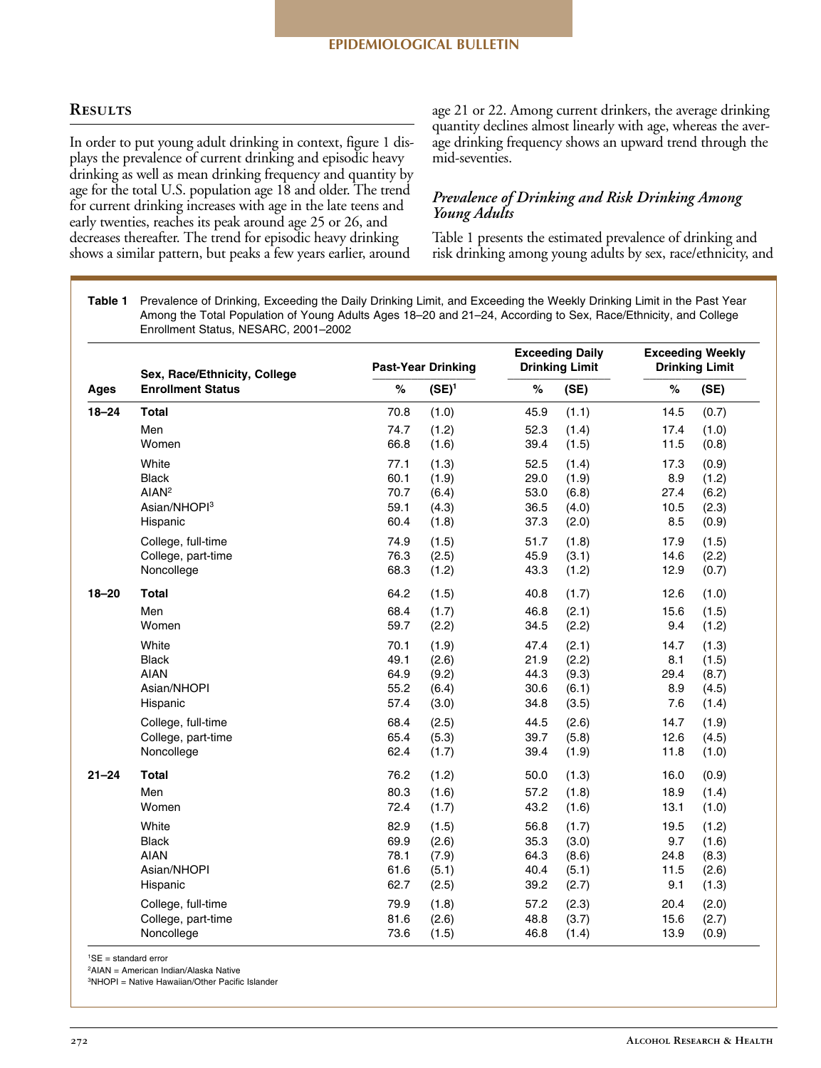## Results

In order to put young adult drinking in context, figure 1 displays the prevalence of current drinking and episodic heavy drinking as well as mean drinking frequency and quantity by age for the total U.S. population age 18 and older. The trend for current drinking increases with age in the late teens and early twenties, reaches its peak around age 25 or 26, and decreases thereafter. The trend for episodic heavy drinking shows a similar pattern, but peaks a few years earlier, around age 21 or 22. Among current drinkers, the average drinking quantity declines almost linearly with age, whereas the average drinking frequency shows an upward trend through the mid-seventies.

### *Prevalence of Drinking and Risk Drinking Among Young Adults*

Table 1 presents the estimated prevalence of drinking and risk drinking among young adults by sex, race/ethnicity, and

**Table 1** Prevalence of Drinking, Exceeding the Daily Drinking Limit, and Exceeding the Weekly Drinking Limit in the Past Year Among the Total Population of Young Adults Ages 18–20 and 21–24, According to Sex, Race/Ethnicity, and College Enrollment Status, NESARC, 2001–2002

| Ages | Sex, Race/Ethnicity, College Enrollment Status | Past-Year Drinking | | Exceeding Daily Drinking Limit | | Exceeding Weekly Drinking Limit | |
|---|---|---|---|---|---|---|---|
| | | % | (SE)[1] | % | (SE) | % | (SE) |
| 18–24 | **Total** | 70.8 | (1.0) | 45.9 | (1.1) | 14.5 | (0.7) |
| | Men | 74.7 | (1.2) | 52.3 | (1.4) | 17.4 | (1.0) |
| | Women | 66.8 | (1.6) | 39.4 | (1.5) | 11.5 | (0.8) |
| | White | 77.1 | (1.3) | 52.5 | (1.4) | 17.3 | (0.9) |
| | Black | 60.1 | (1.9) | 29.0 | (1.9) | 8.9 | (1.2) |
| | AIAN[2] | 70.7 | (6.4) | 53.0 | (6.8) | 27.4 | (6.2) |
| | Asian/NHOPI[3] | 59.1 | (4.3) | 36.5 | (4.0) | 10.5 | (2.3) |
| | Hispanic | 60.4 | (1.8) | 37.3 | (2.0) | 8.5 | (0.9) |
| | College, full-time | 74.9 | (1.5) | 51.7 | (1.8) | 17.9 | (1.5) |
| | College, part-time | 76.3 | (2.5) | 45.9 | (3.1) | 14.6 | (2.2) |
| | Noncollege | 68.3 | (1.2) | 43.3 | (1.2) | 12.9 | (0.7) |
| 18–20 | **Total** | 64.2 | (1.5) | 40.8 | (1.7) | 12.6 | (1.0) |
| | Men | 68.4 | (1.7) | 46.8 | (2.1) | 15.6 | (1.5) |
| | Women | 59.7 | (2.2) | 34.5 | (2.2) | 9.4 | (1.2) |
| | White | 70.1 | (1.9) | 47.4 | (2.1) | 14.7 | (1.3) |
| | Black | 49.1 | (2.6) | 21.9 | (2.2) | 8.1 | (1.5) |
| | AIAN | 64.9 | (9.2) | 44.3 | (9.3) | 29.4 | (8.7) |
| | Asian/NHOPI | 55.2 | (6.4) | 30.6 | (6.1) | 8.9 | (4.5) |
| | Hispanic | 57.4 | (3.0) | 34.8 | (3.5) | 7.6 | (1.4) |
| | College, full-time | 68.4 | (2.5) | 44.5 | (2.6) | 14.7 | (1.9) |
| | College, part-time | 65.4 | (5.3) | 39.7 | (5.8) | 12.6 | (4.5) |
| | Noncollege | 62.4 | (1.7) | 39.4 | (1.9) | 11.8 | (1.0) |
| 21–24 | **Total** | 76.2 | (1.2) | 50.0 | (1.3) | 16.0 | (0.9) |
| | Men | 80.3 | (1.6) | 57.2 | (1.8) | 18.9 | (1.4) |
| | Women | 72.4 | (1.7) | 43.2 | (1.6) | 13.1 | (1.0) |
| | White | 82.9 | (1.5) | 56.8 | (1.7) | 19.5 | (1.2) |
| | Black | 69.9 | (2.6) | 35.3 | (3.0) | 9.7 | (1.6) |
| | AIAN | 78.1 | (7.9) | 64.3 | (8.6) | 24.8 | (8.3) |
| | Asian/NHOPI | 61.6 | (5.1) | 40.4 | (5.1) | 11.5 | (2.6) |
| | Hispanic | 62.7 | (2.5) | 39.2 | (2.7) | 9.1 | (1.3) |
| | College, full-time | 79.9 | (1.8) | 57.2 | (2.3) | 20.4 | (2.0) |
| | College, part-time | 81.6 | (2.6) | 48.8 | (3.7) | 15.6 | (2.7) |
| | Noncollege | 73.6 | (1.5) | 46.8 | (1.4) | 13.9 | (0.9) |

[1]SE = standard error

[2]AIAN = American Indian/Alaska Native

[3]NHOPI = Native Hawaiian/Other Pacific Islander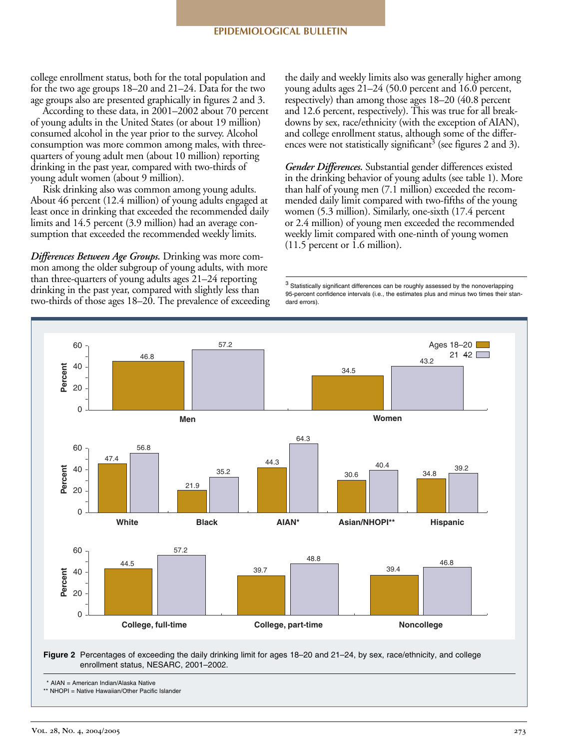college enrollment status, both for the total population and for the two age groups 18–20 and 21–24. Data for the two age groups also are presented graphically in figures 2 and 3.

According to these data, in 2001–2002 about 70 percent of young adults in the United States (or about 19 million) consumed alcohol in the year prior to the survey. Alcohol consumption was more common among males, with three-quarters of young adult men (about 10 million) reporting drinking in the past year, compared with two-thirds of young adult women (about 9 million).

Risk drinking also was common among young adults. About 46 percent (12.4 million) of young adults engaged at least once in drinking that exceeded the recommended daily limits and 14.5 percent (3.9 million) had an average consumption that exceeded the recommended weekly limits.

***Differences Between Age Groups.*** Drinking was more common among the older subgroup of young adults, with more than three-quarters of young adults ages 21–24 reporting drinking in the past year, compared with slightly less than two-thirds of those ages 18–20. The prevalence of exceeding the daily and weekly limits also was generally higher among young adults ages 21–24 (50.0 percent and 16.0 percent, respectively) than among those ages 18–20 (40.8 percent and 12.6 percent, respectively). This was true for all breakdowns by sex, race/ethnicity (with the exception of AIAN), and college enrollment status, although some of the differences were not statistically significant[3] (see figures 2 and 3).

***Gender Differences.*** Substantial gender differences existed in the drinking behavior of young adults (see table 1). More than half of young men (7.1 million) exceeded the recommended daily limit compared with two-fifths of the young women (5.3 million). Similarly, one-sixth (17.4 percent or 2.4 million) of young men exceeded the recommended weekly limit compared with one-ninth of young women (11.5 percent or 1.6 million).

[3] Statistically significant differences can be roughly assessed by the nonoverlapping 95-percent confidence intervals (i.e., the estimates plus and minus two times their standard errors).

| Group | Ages 18–20 (%) | Ages 21–24 (%) |
|---|---|---|
| Men | 46.8 | 57.2 |
| Women | 34.5 | 43.2 |
| White | 47.4 | 56.8 |
| Black | 21.9 | 35.2 |
| AIAN* | 44.3 | 64.3 |
| Asian/NHOPI** | 30.6 | 40.4 |
| Hispanic | 34.8 | 39.2 |
| College, full-time | 44.5 | 57.2 |
| College, part-time | 39.7 | 48.8 |
| Noncollege | 39.4 | 46.8 |

**Figure 2** Percentages of exceeding the daily drinking limit for ages 18–20 and 21–24, by sex, race/ethnicity, and college enrollment status, NESARC, 2001–2002.

\* AIAN = American Indian/Alaska Native
** NHOPI = Native Hawaiian/Other Pacific Islander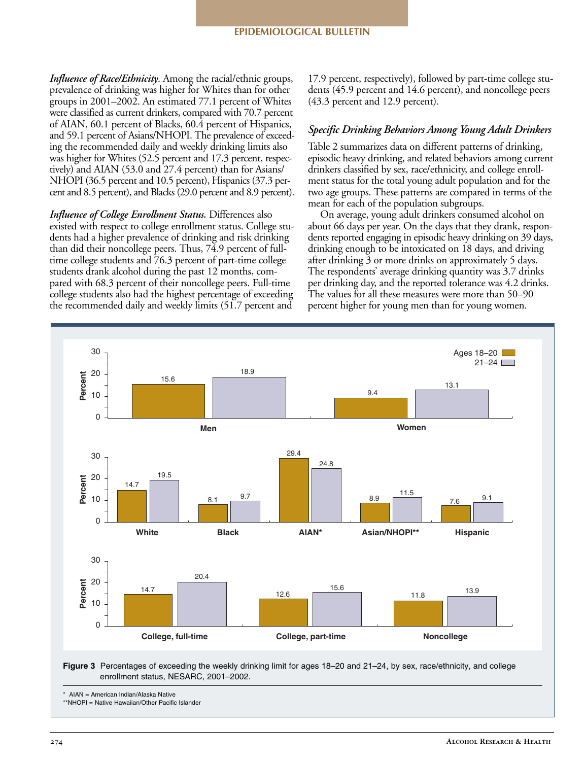***Influence of Race/Ethnicity.*** Among the racial/ethnic groups, prevalence of drinking was higher for Whites than for other groups in 2001–2002. An estimated 77.1 percent of Whites were classified as current drinkers, compared with 70.7 percent of AIAN, 60.1 percent of Blacks, 60.4 percent of Hispanics, and 59.1 percent of Asians/NHOPI. The prevalence of exceeding the recommended daily and weekly drinking limits also was higher for Whites (52.5 percent and 17.3 percent, respectively) and AIAN (53.0 and 27.4 percent) than for Asians/NHOPI (36.5 percent and 10.5 percent), Hispanics (37.3 percent and 8.5 percent), and Blacks (29.0 percent and 8.9 percent).

***Influence of College Enrollment Status.*** Differences also existed with respect to college enrollment status. College students had a higher prevalence of drinking and risk drinking than did their noncollege peers. Thus, 74.9 percent of full-time college students and 76.3 percent of part-time college students drank alcohol during the past 12 months, compared with 68.3 percent of their noncollege peers. Full-time college students also had the highest percentage of exceeding the recommended daily and weekly limits (51.7 percent and 17.9 percent, respectively), followed by part-time college students (45.9 percent and 14.6 percent), and noncollege peers (43.3 percent and 12.9 percent).

### *Specific Drinking Behaviors Among Young Adult Drinkers*

Table 2 summarizes data on different patterns of drinking, episodic heavy drinking, and related behaviors among current drinkers classified by sex, race/ethnicity, and college enrollment status for the total young adult population and for the two age groups. These patterns are compared in terms of the mean for each of the population subgroups.

On average, young adult drinkers consumed alcohol on about 66 days per year. On the days that they drank, respondents reported engaging in episodic heavy drinking on 39 days, drinking enough to be intoxicated on 18 days, and driving after drinking 3 or more drinks on approximately 5 days. The respondents' average drinking quantity was 3.7 drinks per drinking day, and the reported tolerance was 4.2 drinks. The values for all these measures were more than 50–90 percent higher for young men than for young women.

| | Ages 18–20 (%) | Ages 21–24 (%) |
|---|---|---|
| Men | 15.6 | 18.9 |
| Women | 9.4 | 13.1 |
| White | 14.7 | 19.5 |
| Black | 8.1 | 9.7 |
| AIAN* | 29.4 | 24.8 |
| Asian/NHOPI** | 8.9 | 11.5 |
| Hispanic | 7.6 | 9.1 |
| College, full-time | 14.7 | 20.4 |
| College, part-time | 12.6 | 15.6 |
| Noncollege | 11.8 | 13.9 |

**Figure 3** Percentages of exceeding the weekly drinking limit for ages 18–20 and 21–24, by sex, race/ethnicity, and college enrollment status, NESARC, 2001–2002.

\* AIAN = American Indian/Alaska Native

\*\*NHOPI = Native Hawaiian/Other Pacific Islander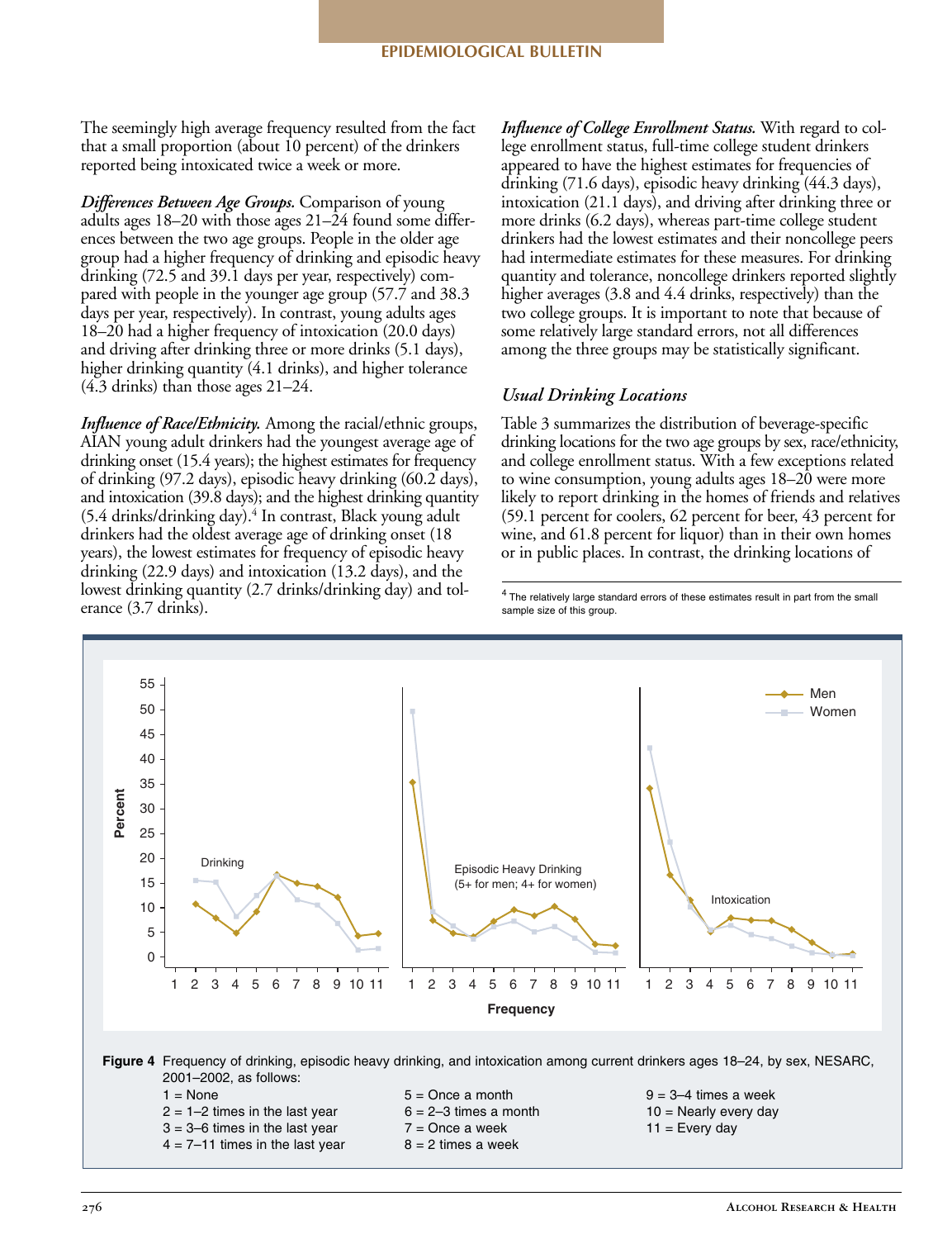The seemingly high average frequency resulted from the fact that a small proportion (about 10 percent) of the drinkers reported being intoxicated twice a week or more.

***Differences Between Age Groups.*** Comparison of young adults ages 18–20 with those ages 21–24 found some differences between the two age groups. People in the older age group had a higher frequency of drinking and episodic heavy drinking (72.5 and 39.1 days per year, respectively) compared with people in the younger age group (57.7 and 38.3 days per year, respectively). In contrast, young adults ages 18–20 had a higher frequency of intoxication (20.0 days) and driving after drinking three or more drinks (5.1 days), higher drinking quantity (4.1 drinks), and higher tolerance (4.3 drinks) than those ages 21–24.

***Influence of Race/Ethnicity.*** Among the racial/ethnic groups, AIAN young adult drinkers had the youngest average age of drinking onset (15.4 years); the highest estimates for frequency of drinking (97.2 days), episodic heavy drinking (60.2 days), and intoxication (39.8 days); and the highest drinking quantity (5.4 drinks/drinking day).[4] In contrast, Black young adult drinkers had the oldest average age of drinking onset (18 years), the lowest estimates for frequency of episodic heavy drinking (22.9 days) and intoxication (13.2 days), and the lowest drinking quantity (2.7 drinks/drinking day) and tolerance (3.7 drinks).

***Influence of College Enrollment Status.*** With regard to college enrollment status, full-time college student drinkers appeared to have the highest estimates for frequencies of drinking (71.6 days), episodic heavy drinking (44.3 days), intoxication (21.1 days), and driving after drinking three or more drinks (6.2 days), whereas part-time college student drinkers had the lowest estimates and their noncollege peers had intermediate estimates for these measures. For drinking quantity and tolerance, noncollege drinkers reported slightly higher averages (3.8 and 4.4 drinks, respectively) than the two college groups. It is important to note that because of some relatively large standard errors, not all differences among the three groups may be statistically significant.

### *Usual Drinking Locations*

Table 3 summarizes the distribution of beverage-specific drinking locations for the two age groups by sex, race/ethnicity, and college enrollment status. With a few exceptions related to wine consumption, young adults ages 18–20 were more likely to report drinking in the homes of friends and relatives (59.1 percent for coolers, 62 percent for beer, 43 percent for wine, and 61.8 percent for liquor) than in their own homes or in public places. In contrast, the drinking locations of

[4] The relatively large standard errors of these estimates result in part from the small sample size of this group.

**Figure 4** Frequency of drinking, episodic heavy drinking, and intoxication among current drinkers ages 18–24, by sex, NESARC, 2001–2002, as follows:

1 = None
2 = 1–2 times in the last year
3 = 3–6 times in the last year
4 = 7–11 times in the last year
5 = Once a month
6 = 2–3 times a month
7 = Once a week
8 = 2 times a week
9 = 3–4 times a week
10 = Nearly every day
11 = Every day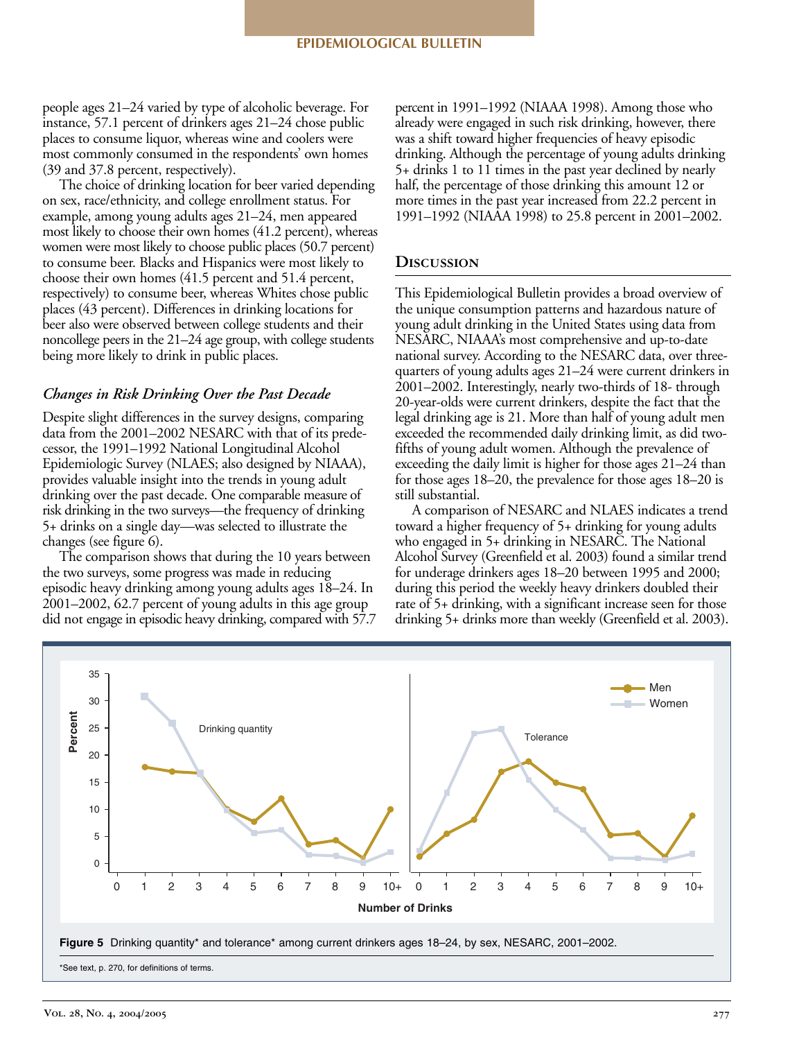people ages 21–24 varied by type of alcoholic beverage. For instance, 57.1 percent of drinkers ages 21–24 chose public places to consume liquor, whereas wine and coolers were most commonly consumed in the respondents' own homes (39 and 37.8 percent, respectively).

The choice of drinking location for beer varied depending on sex, race/ethnicity, and college enrollment status. For example, among young adults ages 21–24, men appeared most likely to choose their own homes (41.2 percent), whereas women were most likely to choose public places (50.7 percent) to consume beer. Blacks and Hispanics were most likely to choose their own homes (41.5 percent and 51.4 percent, respectively) to consume beer, whereas Whites chose public places (43 percent). Differences in drinking locations for beer also were observed between college students and their noncollege peers in the 21–24 age group, with college students being more likely to drink in public places.

### *Changes in Risk Drinking Over the Past Decade*

Despite slight differences in the survey designs, comparing data from the 2001–2002 NESARC with that of its predecessor, the 1991–1992 National Longitudinal Alcohol Epidemiologic Survey (NLAES; also designed by NIAAA), provides valuable insight into the trends in young adult drinking over the past decade. One comparable measure of risk drinking in the two surveys—the frequency of drinking 5+ drinks on a single day—was selected to illustrate the changes (see figure 6).

The comparison shows that during the 10 years between the two surveys, some progress was made in reducing episodic heavy drinking among young adults ages 18–24. In 2001–2002, 62.7 percent of young adults in this age group did not engage in episodic heavy drinking, compared with 57.7 percent in 1991–1992 (NIAAA 1998). Among those who already were engaged in such risk drinking, however, there was a shift toward higher frequencies of heavy episodic drinking. Although the percentage of young adults drinking 5+ drinks 1 to 11 times in the past year declined by nearly half, the percentage of those drinking this amount 12 or more times in the past year increased from 22.2 percent in 1991–1992 (NIAAA 1998) to 25.8 percent in 2001–2002.

## Discussion

This Epidemiological Bulletin provides a broad overview of the unique consumption patterns and hazardous nature of young adult drinking in the United States using data from NESARC, NIAAA's most comprehensive and up-to-date national survey. According to the NESARC data, over three-quarters of young adults ages 21–24 were current drinkers in 2001–2002. Interestingly, nearly two-thirds of 18- through 20-year-olds were current drinkers, despite the fact that the legal drinking age is 21. More than half of young adult men exceeded the recommended daily drinking limit, as did two-fifths of young adult women. Although the prevalence of exceeding the daily limit is higher for those ages 21–24 than for those ages 18–20, the prevalence for those ages 18–20 is still substantial.

A comparison of NESARC and NLAES indicates a trend toward a higher frequency of 5+ drinking for young adults who engaged in 5+ drinking in NESARC. The National Alcohol Survey (Greenfield et al. 2003) found a similar trend for underage drinkers ages 18–20 between 1995 and 2000; during this period the weekly heavy drinkers doubled their rate of 5+ drinking, with a significant increase seen for those drinking 5+ drinks more than weekly (Greenfield et al. 2003).

**Figure 5** Drinking quantity* and tolerance* among current drinkers ages 18–24, by sex, NESARC, 2001–2002.

*See text, p. 270, for definitions of terms.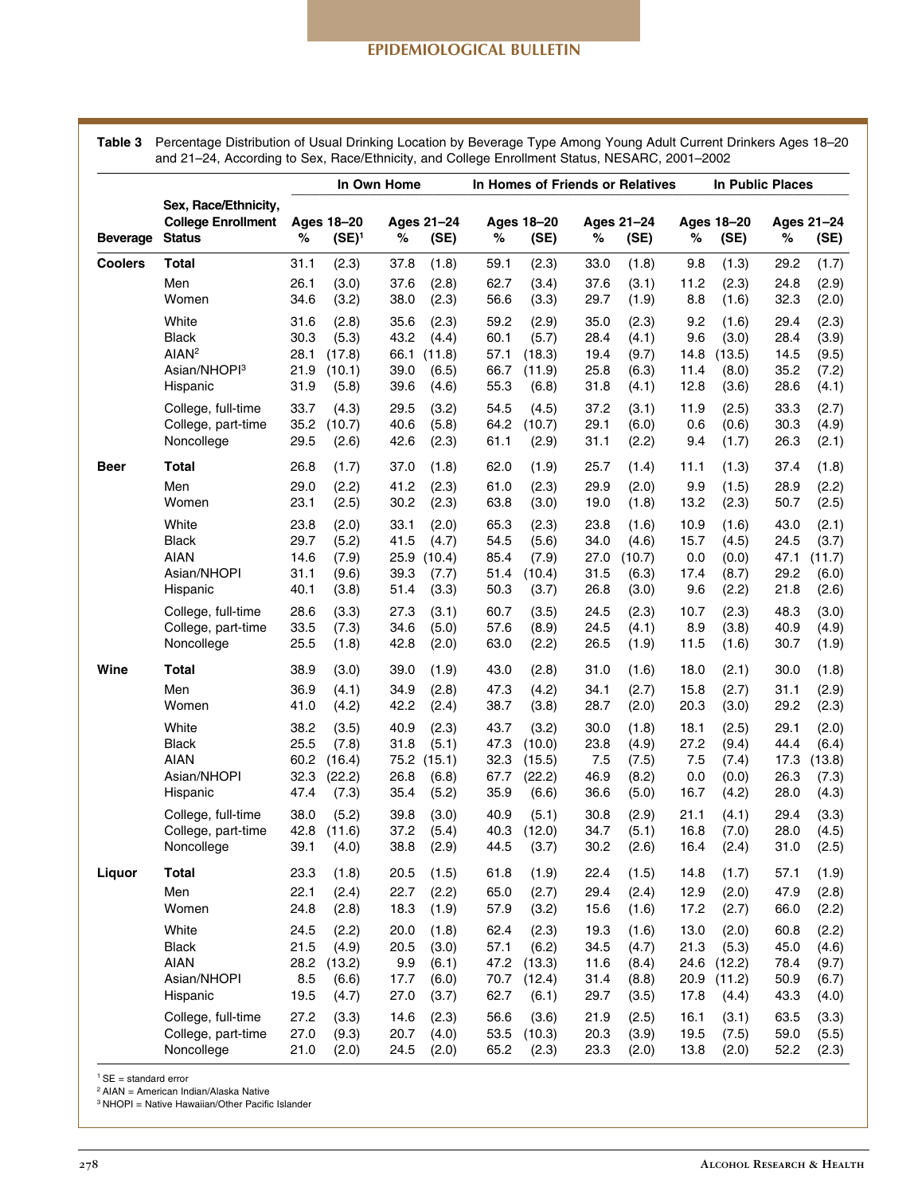**Table 3** Percentage Distribution of Usual Drinking Location by Beverage Type Among Young Adult Current Drinkers Ages 18–20 and 21–24, According to Sex, Race/Ethnicity, and College Enrollment Status, NESARC, 2001–2002

| | | In Own Home | | | | In Homes of Friends or Relatives | | | | In Public Places | | | |
|---|---|---|---|---|---|---|---|---|---|---|---|---|---|
| | Sex, Race/Ethnicity, College Enrollment | Ages 18–20 | | Ages 21–24 | | Ages 18–20 | | Ages 21–24 | | Ages 18–20 | | Ages 21–24 | |
| Beverage | Status | % | (SE)[1] | % | (SE) | % | (SE) | % | (SE) | % | (SE) | % | (SE) |
| **Coolers** | **Total** | 31.1 | (2.3) | 37.8 | (1.8) | 59.1 | (2.3) | 33.0 | (1.8) | 9.8 | (1.3) | 29.2 | (1.7) |
| | Men | 26.1 | (3.0) | 37.6 | (2.8) | 62.7 | (3.4) | 37.6 | (3.1) | 11.2 | (2.3) | 24.8 | (2.9) |
| | Women | 34.6 | (3.2) | 38.0 | (2.3) | 56.6 | (3.3) | 29.7 | (1.9) | 8.8 | (1.6) | 32.3 | (2.0) |
| | White | 31.6 | (2.8) | 35.6 | (2.3) | 59.2 | (2.9) | 35.0 | (2.3) | 9.2 | (1.6) | 29.4 | (2.3) |
| | Black | 30.3 | (5.3) | 43.2 | (4.4) | 60.1 | (5.7) | 28.4 | (4.1) | 9.6 | (3.0) | 28.4 | (3.9) |
| | AIAN[2] | 28.1 | (17.8) | 66.1 | (11.8) | 57.1 | (18.3) | 19.4 | (9.7) | 14.8 | (13.5) | 14.5 | (9.5) |
| | Asian/NHOPI[3] | 21.9 | (10.1) | 39.0 | (6.5) | 66.7 | (11.9) | 25.8 | (6.3) | 11.4 | (8.0) | 35.2 | (7.2) |
| | Hispanic | 31.9 | (5.8) | 39.6 | (4.6) | 55.3 | (6.8) | 31.8 | (4.1) | 12.8 | (3.6) | 28.6 | (4.1) |
| | College, full-time | 33.7 | (4.3) | 29.5 | (3.2) | 54.5 | (4.5) | 37.2 | (3.1) | 11.9 | (2.5) | 33.3 | (2.7) |
| | College, part-time | 35.2 | (10.7) | 40.6 | (5.8) | 64.2 | (10.7) | 29.1 | (6.0) | 0.6 | (0.6) | 30.3 | (4.9) |
| | Noncollege | 29.5 | (2.6) | 42.6 | (2.3) | 61.1 | (2.9) | 31.1 | (2.2) | 9.4 | (1.7) | 26.3 | (2.1) |
| **Beer** | **Total** | 26.8 | (1.7) | 37.0 | (1.8) | 62.0 | (1.9) | 25.7 | (1.4) | 11.1 | (1.3) | 37.4 | (1.8) |
| | Men | 29.0 | (2.2) | 41.2 | (2.3) | 61.0 | (2.3) | 29.9 | (2.0) | 9.9 | (1.5) | 28.9 | (2.2) |
| | Women | 23.1 | (2.5) | 30.2 | (2.3) | 63.8 | (3.0) | 19.0 | (1.8) | 13.2 | (2.3) | 50.7 | (2.5) |
| | White | 23.8 | (2.0) | 33.1 | (2.0) | 65.3 | (2.3) | 23.8 | (1.6) | 10.9 | (1.6) | 43.0 | (2.1) |
| | Black | 29.7 | (5.2) | 41.5 | (4.7) | 54.5 | (5.6) | 34.0 | (4.6) | 15.7 | (4.5) | 24.5 | (3.7) |
| | AIAN | 14.6 | (7.9) | 25.9 | (10.4) | 85.4 | (7.9) | 27.0 | (10.7) | 0.0 | (0.0) | 47.1 | (11.7) |
| | Asian/NHOPI | 31.1 | (9.6) | 39.3 | (7.7) | 51.4 | (10.4) | 31.5 | (6.3) | 17.4 | (8.7) | 29.2 | (6.0) |
| | Hispanic | 40.1 | (3.8) | 51.4 | (3.3) | 50.3 | (3.7) | 26.8 | (3.0) | 9.6 | (2.2) | 21.8 | (2.6) |
| | College, full-time | 28.6 | (3.3) | 27.3 | (3.1) | 60.7 | (3.5) | 24.5 | (2.3) | 10.7 | (2.3) | 48.3 | (3.0) |
| | College, part-time | 33.5 | (7.3) | 34.6 | (5.0) | 57.6 | (8.9) | 24.5 | (4.1) | 8.9 | (3.8) | 40.9 | (4.9) |
| | Noncollege | 25.5 | (1.8) | 42.8 | (2.0) | 63.0 | (2.2) | 26.5 | (1.9) | 11.5 | (1.6) | 30.7 | (1.9) |
| **Wine** | **Total** | 38.9 | (3.0) | 39.0 | (1.9) | 43.0 | (2.8) | 31.0 | (1.6) | 18.0 | (2.1) | 30.0 | (1.8) |
| | Men | 36.9 | (4.1) | 34.9 | (2.8) | 47.3 | (4.2) | 34.1 | (2.7) | 15.8 | (2.7) | 31.1 | (2.9) |
| | Women | 41.0 | (4.2) | 42.2 | (2.4) | 38.7 | (3.8) | 28.7 | (2.0) | 20.3 | (3.0) | 29.2 | (2.3) |
| | White | 38.2 | (3.5) | 40.9 | (2.3) | 43.7 | (3.2) | 30.0 | (1.8) | 18.1 | (2.5) | 29.1 | (2.0) |
| | Black | 25.5 | (7.8) | 31.8 | (5.1) | 47.3 | (10.0) | 23.8 | (4.9) | 27.2 | (9.4) | 44.4 | (6.4) |
| | AIAN | 60.2 | (16.4) | 75.2 | (15.1) | 32.3 | (15.5) | 7.5 | (7.5) | 7.5 | (7.4) | 17.3 | (13.8) |
| | Asian/NHOPI | 32.3 | (22.2) | 26.8 | (6.8) | 67.7 | (22.2) | 46.9 | (8.2) | 0.0 | (0.0) | 26.3 | (7.3) |
| | Hispanic | 47.4 | (7.3) | 35.4 | (5.2) | 35.9 | (6.6) | 36.6 | (5.0) | 16.7 | (4.2) | 28.0 | (4.3) |
| | College, full-time | 38.0 | (5.2) | 39.8 | (3.0) | 40.9 | (5.1) | 30.8 | (2.9) | 21.1 | (4.1) | 29.4 | (3.3) |
| | College, part-time | 42.8 | (11.6) | 37.2 | (5.4) | 40.3 | (12.0) | 34.7 | (5.1) | 16.8 | (7.0) | 28.0 | (4.5) |
| | Noncollege | 39.1 | (4.0) | 38.8 | (2.9) | 44.5 | (3.7) | 30.2 | (2.6) | 16.4 | (2.4) | 31.0 | (2.5) |
| **Liquor** | **Total** | 23.3 | (1.8) | 20.5 | (1.5) | 61.8 | (1.9) | 22.4 | (1.5) | 14.8 | (1.7) | 57.1 | (1.9) |
| | Men | 22.1 | (2.4) | 22.7 | (2.2) | 65.0 | (2.7) | 29.4 | (2.4) | 12.9 | (2.0) | 47.9 | (2.8) |
| | Women | 24.8 | (2.8) | 18.3 | (1.9) | 57.9 | (3.2) | 15.6 | (1.6) | 17.2 | (2.7) | 66.0 | (2.2) |
| | White | 24.5 | (2.2) | 20.0 | (1.8) | 62.4 | (2.3) | 19.3 | (1.6) | 13.0 | (2.0) | 60.8 | (2.2) |
| | Black | 21.5 | (4.9) | 20.5 | (3.0) | 57.1 | (6.2) | 34.5 | (4.7) | 21.3 | (5.3) | 45.0 | (4.6) |
| | AIAN | 28.2 | (13.2) | 9.9 | (6.1) | 47.2 | (13.3) | 11.6 | (8.4) | 24.6 | (12.2) | 78.4 | (9.7) |
| | Asian/NHOPI | 8.5 | (6.6) | 17.7 | (6.0) | 70.7 | (12.4) | 31.4 | (8.8) | 20.9 | (11.2) | 50.9 | (6.7) |
| | Hispanic | 19.5 | (4.7) | 27.0 | (3.7) | 62.7 | (6.1) | 29.7 | (3.5) | 17.8 | (4.4) | 43.3 | (4.0) |
| | College, full-time | 27.2 | (3.3) | 14.6 | (2.3) | 56.6 | (3.6) | 21.9 | (2.5) | 16.1 | (3.1) | 63.5 | (3.3) |
| | College, part-time | 27.0 | (9.3) | 20.7 | (4.0) | 53.5 | (10.3) | 20.3 | (3.9) | 19.5 | (7.5) | 59.0 | (5.5) |
| | Noncollege | 21.0 | (2.0) | 24.5 | (2.0) | 65.2 | (2.3) | 23.3 | (2.0) | 13.8 | (2.0) | 52.2 | (2.3) |

[1] SE = standard error
[2] AIAN = American Indian/Alaska Native
[3] NHOPI = Native Hawaiian/Other Pacific Islander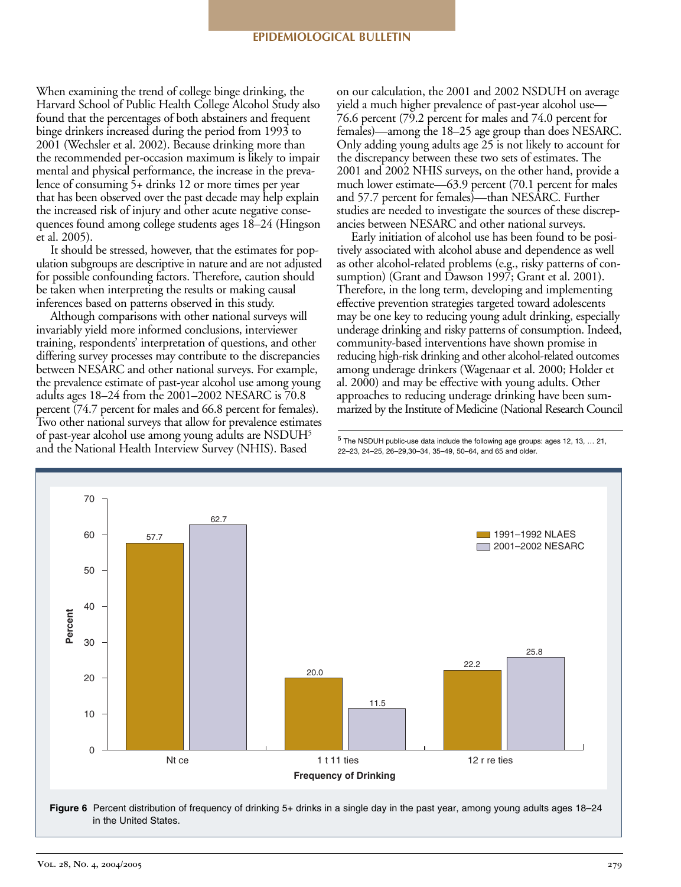When examining the trend of college binge drinking, the Harvard School of Public Health College Alcohol Study also found that the percentages of both abstainers and frequent binge drinkers increased during the period from 1993 to 2001 (Wechsler et al. 2002). Because drinking more than the recommended per-occasion maximum is likely to impair mental and physical performance, the increase in the prevalence of consuming 5+ drinks 12 or more times per year that has been observed over the past decade may help explain the increased risk of injury and other acute negative consequences found among college students ages 18–24 (Hingson et al. 2005).

It should be stressed, however, that the estimates for population subgroups are descriptive in nature and are not adjusted for possible confounding factors. Therefore, caution should be taken when interpreting the results or making causal inferences based on patterns observed in this study.

Although comparisons with other national surveys will invariably yield more informed conclusions, interviewer training, respondents' interpretation of questions, and other differing survey processes may contribute to the discrepancies between NESARC and other national surveys. For example, the prevalence estimate of past-year alcohol use among young adults ages 18–24 from the 2001–2002 NESARC is 70.8 percent (74.7 percent for males and 66.8 percent for females). Two other national surveys that allow for prevalence estimates of past-year alcohol use among young adults are NSDUH[5] and the National Health Interview Survey (NHIS). Based on our calculation, the 2001 and 2002 NSDUH on average yield a much higher prevalence of past-year alcohol use—76.6 percent (79.2 percent for males and 74.0 percent for females)—among the 18–25 age group than does NESARC. Only adding young adults age 25 is not likely to account for the discrepancy between these two sets of estimates. The 2001 and 2002 NHIS surveys, on the other hand, provide a much lower estimate—63.9 percent (70.1 percent for males and 57.7 percent for females)—than NESARC. Further studies are needed to investigate the sources of these discrepancies between NESARC and other national surveys.

Early initiation of alcohol use has been found to be positively associated with alcohol abuse and dependence as well as other alcohol-related problems (e.g., risky patterns of consumption) (Grant and Dawson 1997; Grant et al. 2001). Therefore, in the long term, developing and implementing effective prevention strategies targeted toward adolescents may be one key to reducing young adult drinking, especially underage drinking and risky patterns of consumption. Indeed, community-based interventions have shown promise in reducing high-risk drinking and other alcohol-related outcomes among underage drinkers (Wagenaar et al. 2000; Holder et al. 2000) and may be effective with young adults. Other approaches to reducing underage drinking have been summarized by the Institute of Medicine (National Research Council

[5] The NSDUH public-use data include the following age groups: ages 12, 13, … 21, 22–23, 24–25, 26–29,30–34, 35–49, 50–64, and 65 and older.

| Frequency of Drinking | 1991–1992 NLAES | 2001–2002 NESARC |
|---|---|---|
| Not once | 57.7 | 62.7 |
| 1 to 11 times | 20.0 | 11.5 |
| 12 or more times | 22.2 | 25.8 |

**Figure 6** Percent distribution of frequency of drinking 5+ drinks in a single day in the past year, among young adults ages 18–24 in the United States.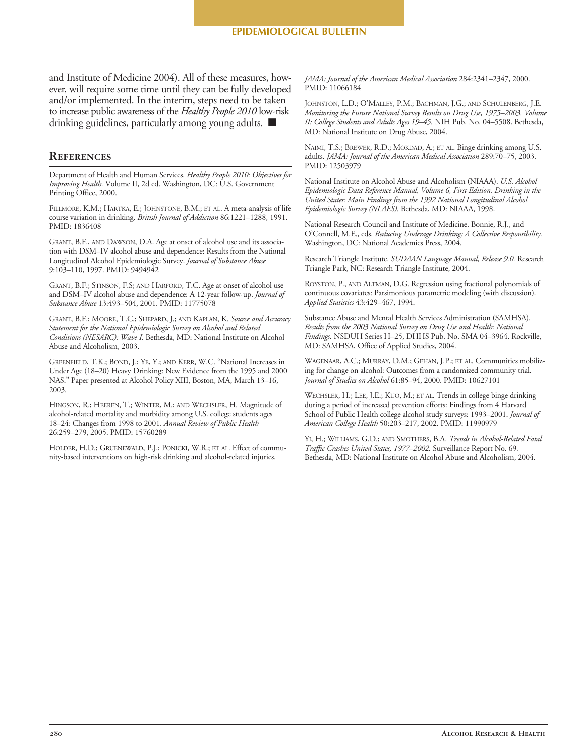and Institute of Medicine 2004). All of these measures, however, will require some time until they can be fully developed and/or implemented. In the interim, steps need to be taken to increase public awareness of the *Healthy People 2010* low-risk drinking guidelines, particularly among young adults. ■

## References

Department of Health and Human Services. *Healthy People 2010: Objectives for Improving Health.* Volume II, 2d ed. Washington, DC: U.S. Government Printing Office, 2000.

Fillmore, K.M.; Hartka, E.; Johnstone, B.M.; et al. A meta-analysis of life course variation in drinking. *British Journal of Addiction* 86:1221–1288, 1991. PMID: 1836408

Grant, B.F., and Dawson, D.A. Age at onset of alcohol use and its association with DSM–IV alcohol abuse and dependence: Results from the National Longitudinal Alcohol Epidemiologic Survey. *Journal of Substance Abuse* 9:103–110, 1997. PMID: 9494942

Grant, B.F.; Stinson, F.S; and Harford, T.C. Age at onset of alcohol use and DSM–IV alcohol abuse and dependence: A 12-year follow-up. *Journal of Substance Abuse* 13:493–504, 2001. PMID: 11775078

Grant, B.F.; Moore, T.C.; Shepard, J.; and Kaplan, K. *Source and Accuracy Statement for the National Epidemiologic Survey on Alcohol and Related Conditions (NESARC): Wave I.* Bethesda, MD: National Institute on Alcohol Abuse and Alcoholism, 2003.

Greenfield, T.K.; Bond, J.; Ye, Y.; and Kerr, W.C. "National Increases in Under Age (18–20) Heavy Drinking: New Evidence from the 1995 and 2000 NAS." Paper presented at Alcohol Policy XIII, Boston, MA, March 13–16, 2003.

Hingson, R.; Heeren, T.; Winter, M.; and Wechsler, H. Magnitude of alcohol-related mortality and morbidity among U.S. college students ages 18–24: Changes from 1998 to 2001. *Annual Review of Public Health* 26:259–279, 2005. PMID: 15760289

Holder, H.D.; Gruenewald, P.J.; Ponicki, W.R.; et al. Effect of community-based interventions on high-risk drinking and alcohol-related injuries. *JAMA: Journal of the American Medical Association* 284:2341–2347, 2000. PMID: 11066184

Johnston, L.D.; O'Malley, P.M.; Bachman, J.G.; and Schulenberg, J.E. *Monitoring the Future National Survey Results on Drug Use, 1975–2003. Volume II: College Students and Adults Ages 19–45.* NIH Pub. No. 04–5508. Bethesda, MD: National Institute on Drug Abuse, 2004.

Naimi, T.S.; Brewer, R.D.; Mokdad, A.; et al. Binge drinking among U.S. adults. *JAMA: Journal of the American Medical Association* 289:70–75, 2003. PMID: 12503979

National Institute on Alcohol Abuse and Alcoholism (NIAAA). *U.S. Alcohol Epidemiologic Data Reference Manual, Volume 6, First Edition. Drinking in the United States: Main Findings from the 1992 National Longitudinal Alcohol Epidemiologic Survey (NLAES).* Bethesda, MD: NIAAA, 1998.

National Research Council and Institute of Medicine. Bonnie, R.J., and O'Connell, M.E., eds. *Reducing Underage Drinking: A Collective Responsibility.* Washington, DC: National Academies Press, 2004.

Research Triangle Institute. *SUDAAN Language Manual, Release 9.0.* Research Triangle Park, NC: Research Triangle Institute, 2004.

Royston, P., and Altman, D.G. Regression using fractional polynomials of continuous covariates: Parsimonious parametric modeling (with discussion). *Applied Statistics* 43:429–467, 1994.

Substance Abuse and Mental Health Services Administration (SAMHSA). *Results from the 2003 National Survey on Drug Use and Health: National Findings.* NSDUH Series H–25, DHHS Pub. No. SMA 04–3964. Rockville, MD: SAMHSA, Office of Applied Studies, 2004.

Wagenaar, A.C.; Murray, D.M.; Gehan, J.P.; et al. Communities mobilizing for change on alcohol: Outcomes from a randomized community trial. *Journal of Studies on Alcohol* 61:85–94, 2000. PMID: 10627101

Wechsler, H.; Lee, J.E.; Kuo, M.; et al. Trends in college binge drinking during a period of increased prevention efforts: Findings from 4 Harvard School of Public Health college alcohol study surveys: 1993–2001. *Journal of American College Health* 50:203–217, 2002. PMID: 11990979

Yi, H.; Williams, G.D.; and Smothers, B.A. *Trends in Alcohol-Related Fatal Traffic Crashes United States, 1977–2002.* Surveillance Report No. 69. Bethesda, MD: National Institute on Alcohol Abuse and Alcoholism, 2004.